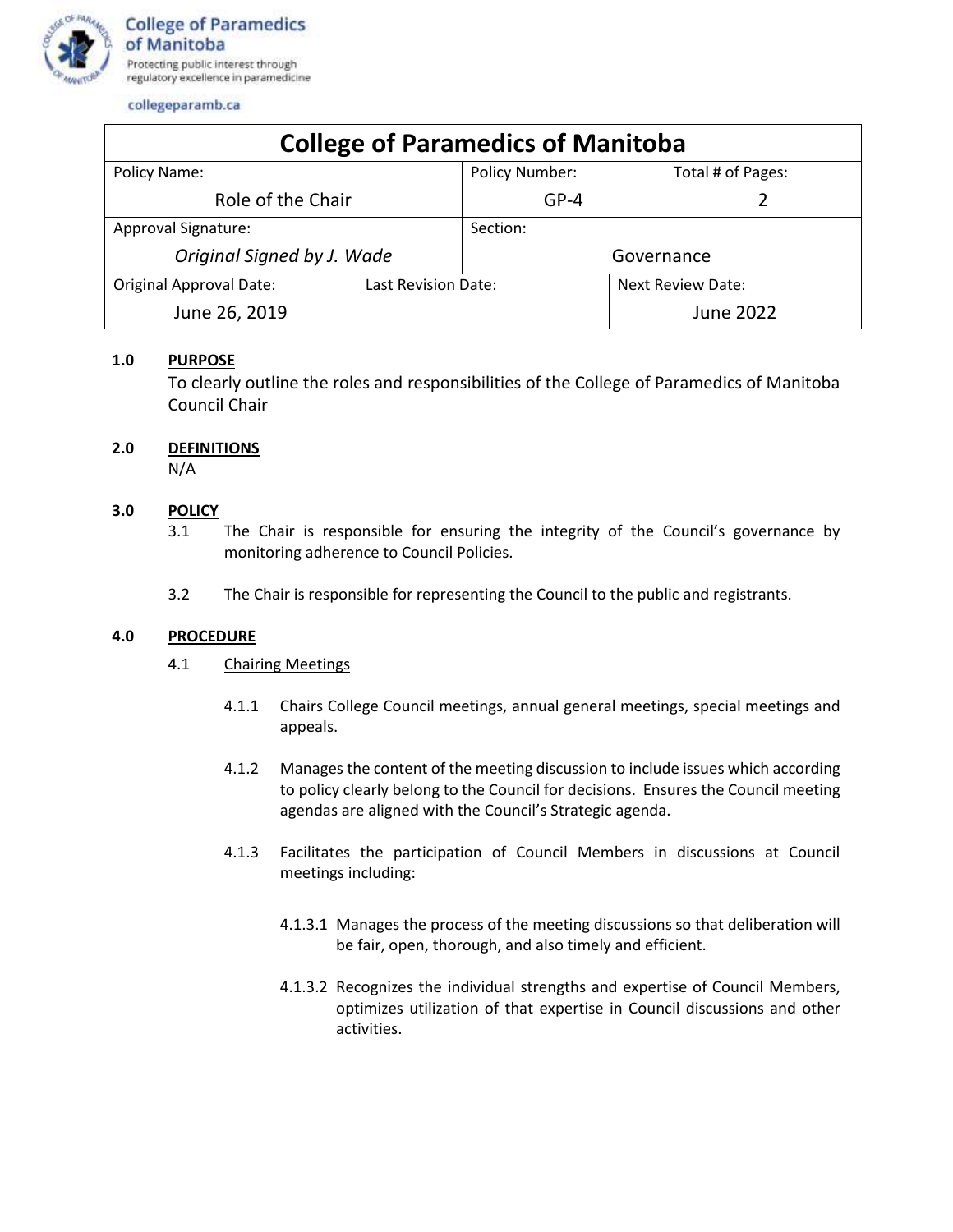**College of Paramedics of Manitoba**
Protecting public interest through regulatory excellence in paramedicine

collegeparamb.ca

| College of Paramedics of Manitoba | | | |
|---|---|---|---|
| Policy Name: Role of the Chair | | Policy Number: GP-4 | Total # of Pages: 2 |
| Approval Signature: *Original Signed by J. Wade* | | Section: Governance | |
| Original Approval Date: June 26, 2019 | Last Revision Date: | | Next Review Date: June 2022 |

**1.0 PURPOSE**

To clearly outline the roles and responsibilities of the College of Paramedics of Manitoba Council Chair

**2.0 DEFINITIONS**

N/A

**3.0 POLICY**

3.1 The Chair is responsible for ensuring the integrity of the Council's governance by monitoring adherence to Council Policies.

3.2 The Chair is responsible for representing the Council to the public and registrants.

**4.0 PROCEDURE**

4.1 Chairing Meetings

4.1.1 Chairs College Council meetings, annual general meetings, special meetings and appeals.

4.1.2 Manages the content of the meeting discussion to include issues which according to policy clearly belong to the Council for decisions. Ensures the Council meeting agendas are aligned with the Council's Strategic agenda.

4.1.3 Facilitates the participation of Council Members in discussions at Council meetings including:

4.1.3.1 Manages the process of the meeting discussions so that deliberation will be fair, open, thorough, and also timely and efficient.

4.1.3.2 Recognizes the individual strengths and expertise of Council Members, optimizes utilization of that expertise in Council discussions and other activities.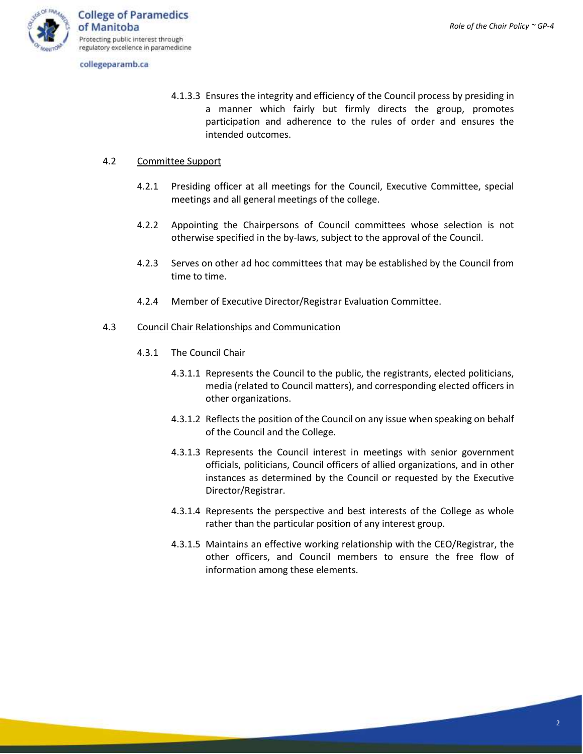4.1.3.3 Ensures the integrity and efficiency of the Council process by presiding in a manner which fairly but firmly directs the group, promotes participation and adherence to the rules of order and ensures the intended outcomes.

4.2 <u>Committee Support</u>

4.2.1 Presiding officer at all meetings for the Council, Executive Committee, special meetings and all general meetings of the college.

4.2.2 Appointing the Chairpersons of Council committees whose selection is not otherwise specified in the by-laws, subject to the approval of the Council.

4.2.3 Serves on other ad hoc committees that may be established by the Council from time to time.

4.2.4 Member of Executive Director/Registrar Evaluation Committee.

4.3 <u>Council Chair Relationships and Communication</u>

4.3.1 The Council Chair

4.3.1.1 Represents the Council to the public, the registrants, elected politicians, media (related to Council matters), and corresponding elected officers in other organizations.

4.3.1.2 Reflects the position of the Council on any issue when speaking on behalf of the Council and the College.

4.3.1.3 Represents the Council interest in meetings with senior government officials, politicians, Council officers of allied organizations, and in other instances as determined by the Council or requested by the Executive Director/Registrar.

4.3.1.4 Represents the perspective and best interests of the College as whole rather than the particular position of any interest group.

4.3.1.5 Maintains an effective working relationship with the CEO/Registrar, the other officers, and Council members to ensure the free flow of information among these elements.